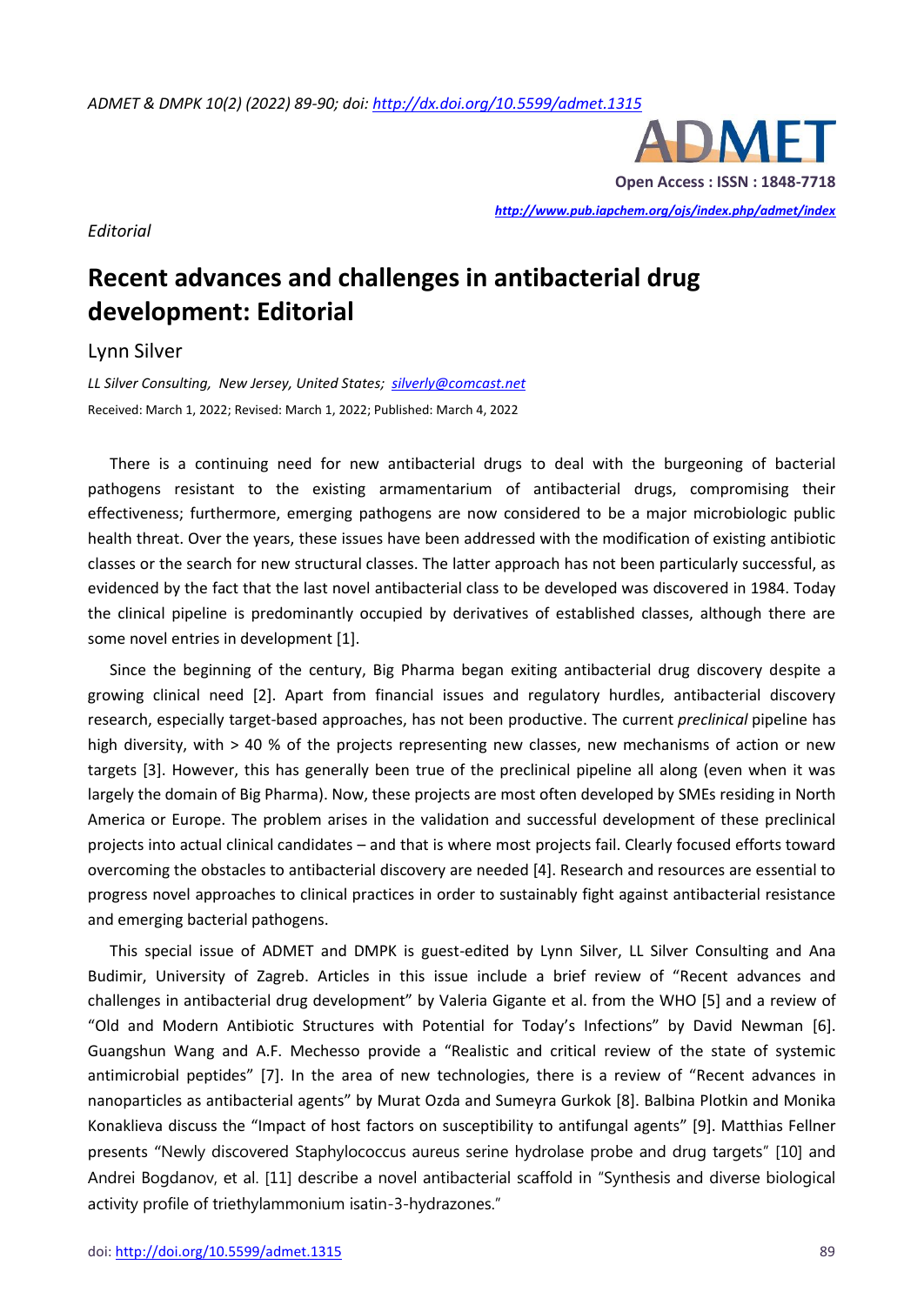*Editorial*

# Recent advances and challenges in antibacterial drug development: Editorial

Lynn Silver

*LL Silver Consulting, New Jersey, United States; silverly@comcast.net*

Received: March 1, 2022; Revised: March 1, 2022; Published: March 4, 2022

There is a continuing need for new antibacterial drugs to deal with the burgeoning of bacterial pathogens resistant to the existing armamentarium of antibacterial drugs, compromising their effectiveness; furthermore, emerging pathogens are now considered to be a major microbiologic public health threat. Over the years, these issues have been addressed with the modification of existing antibiotic classes or the search for new structural classes. The latter approach has not been particularly successful, as evidenced by the fact that the last novel antibacterial class to be developed was discovered in 1984. Today the clinical pipeline is predominantly occupied by derivatives of established classes, although there are some novel entries in development [1].

Since the beginning of the century, Big Pharma began exiting antibacterial drug discovery despite a growing clinical need [2]. Apart from financial issues and regulatory hurdles, antibacterial discovery research, especially target-based approaches, has not been productive. The current *preclinical* pipeline has high diversity, with > 40 % of the projects representing new classes, new mechanisms of action or new targets [3]. However, this has generally been true of the preclinical pipeline all along (even when it was largely the domain of Big Pharma). Now, these projects are most often developed by SMEs residing in North America or Europe. The problem arises in the validation and successful development of these preclinical projects into actual clinical candidates – and that is where most projects fail. Clearly focused efforts toward overcoming the obstacles to antibacterial discovery are needed [4]. Research and resources are essential to progress novel approaches to clinical practices in order to sustainably fight against antibacterial resistance and emerging bacterial pathogens.

This special issue of ADMET and DMPK is guest-edited by Lynn Silver, LL Silver Consulting and Ana Budimir, University of Zagreb. Articles in this issue include a brief review of "Recent advances and challenges in antibacterial drug development" by Valeria Gigante et al. from the WHO [5] and a review of "Old and Modern Antibiotic Structures with Potential for Today's Infections" by David Newman [6]. Guangshun Wang and A.F. Mechesso provide a "Realistic and critical review of the state of systemic antimicrobial peptides" [7]. In the area of new technologies, there is a review of "Recent advances in nanoparticles as antibacterial agents" by Murat Ozda and Sumeyra Gurkok [8]. Balbina Plotkin and Monika Konaklieva discuss the "Impact of host factors on susceptibility to antifungal agents" [9]. Matthias Fellner presents "Newly discovered Staphylococcus aureus serine hydrolase probe and drug targets" [10] and Andrei Bogdanov, et al. [11] describe a novel antibacterial scaffold in "Synthesis and diverse biological activity profile of triethylammonium isatin-3-hydrazones."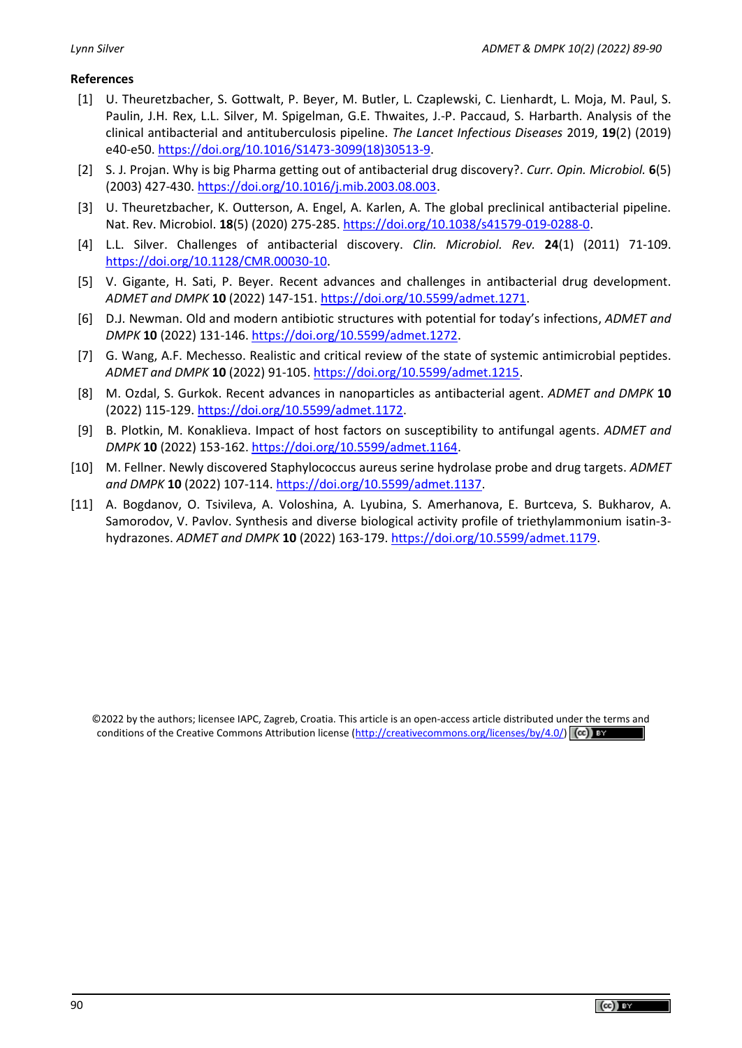## References

[1] U. Theuretzbacher, S. Gottwalt, P. Beyer, M. Butler, L. Czaplewski, C. Lienhardt, L. Moja, M. Paul, S. Paulin, J.H. Rex, L.L. Silver, M. Spigelman, G.E. Thwaites, J.-P. Paccaud, S. Harbarth. Analysis of the clinical antibacterial and antituberculosis pipeline. *The Lancet Infectious Diseases* 2019, **19**(2) (2019) e40-e50. https://doi.org/10.1016/S1473-3099(18)30513-9.

[2] S. J. Projan. Why is big Pharma getting out of antibacterial drug discovery?. *Curr. Opin. Microbiol.* **6**(5) (2003) 427-430. https://doi.org/10.1016/j.mib.2003.08.003.

[3] U. Theuretzbacher, K. Outterson, A. Engel, A. Karlen, A. The global preclinical antibacterial pipeline. Nat. Rev. Microbiol. **18**(5) (2020) 275-285. https://doi.org/10.1038/s41579-019-0288-0.

[4] L.L. Silver. Challenges of antibacterial discovery. *Clin. Microbiol. Rev.* **24**(1) (2011) 71-109. https://doi.org/10.1128/CMR.00030-10.

[5] V. Gigante, H. Sati, P. Beyer. Recent advances and challenges in antibacterial drug development. *ADMET and DMPK* **10** (2022) 147-151. https://doi.org/10.5599/admet.1271.

[6] D.J. Newman. Old and modern antibiotic structures with potential for today's infections, *ADMET and DMPK* **10** (2022) 131-146. https://doi.org/10.5599/admet.1272.

[7] G. Wang, A.F. Mechesso. Realistic and critical review of the state of systemic antimicrobial peptides. *ADMET and DMPK* **10** (2022) 91-105. https://doi.org/10.5599/admet.1215.

[8] M. Ozdal, S. Gurkok. Recent advances in nanoparticles as antibacterial agent. *ADMET and DMPK* **10** (2022) 115-129. https://doi.org/10.5599/admet.1172.

[9] B. Plotkin, M. Konaklieva. Impact of host factors on susceptibility to antifungal agents. *ADMET and DMPK* **10** (2022) 153-162. https://doi.org/10.5599/admet.1164.

[10] M. Fellner. Newly discovered Staphylococcus aureus serine hydrolase probe and drug targets. *ADMET and DMPK* **10** (2022) 107-114. https://doi.org/10.5599/admet.1137.

[11] A. Bogdanov, O. Tsivileva, A. Voloshina, A. Lyubina, S. Amerhanova, E. Burtceva, S. Bukharov, A. Samorodov, V. Pavlov. Synthesis and diverse biological activity profile of triethylammonium isatin-3-hydrazones. *ADMET and DMPK* **10** (2022) 163-179. https://doi.org/10.5599/admet.1179.

©2022 by the authors; licensee IAPC, Zagreb, Croatia. This article is an open-access article distributed under the terms and conditions of the Creative Commons Attribution license (http://creativecommons.org/licenses/by/4.0/)